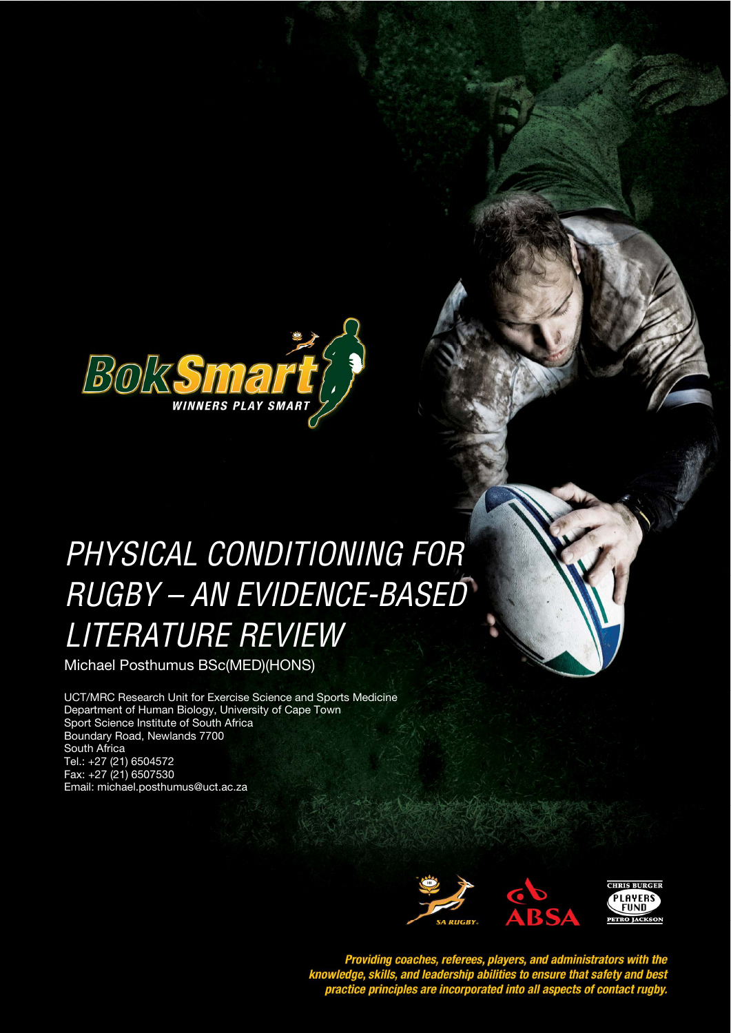BokSmart

WINNERS PLAY SMART

# PHYSICAL CONDITIONING FOR RUGBY – AN EVIDENCE-BASED LITERATURE REVIEW

Michael Posthumus BSc(MED)(HONS)

UCT/MRC Research Unit for Exercise Science and Sports Medicine
Department of Human Biology, University of Cape Town
Sport Science Institute of South Africa
Boundary Road, Newlands 7700
South Africa
Tel.: +27 (21) 6504572
Fax: +27 (21) 6507530
Email: michael.posthumus@uct.ac.za

SA RUGBY | ABSA | CHRIS BURGER PLAYERS FUND PETRO JACKSON

***Providing coaches, referees, players, and administrators with the knowledge, skills, and leadership abilities to ensure that safety and best practice principles are incorporated into all aspects of contact rugby.***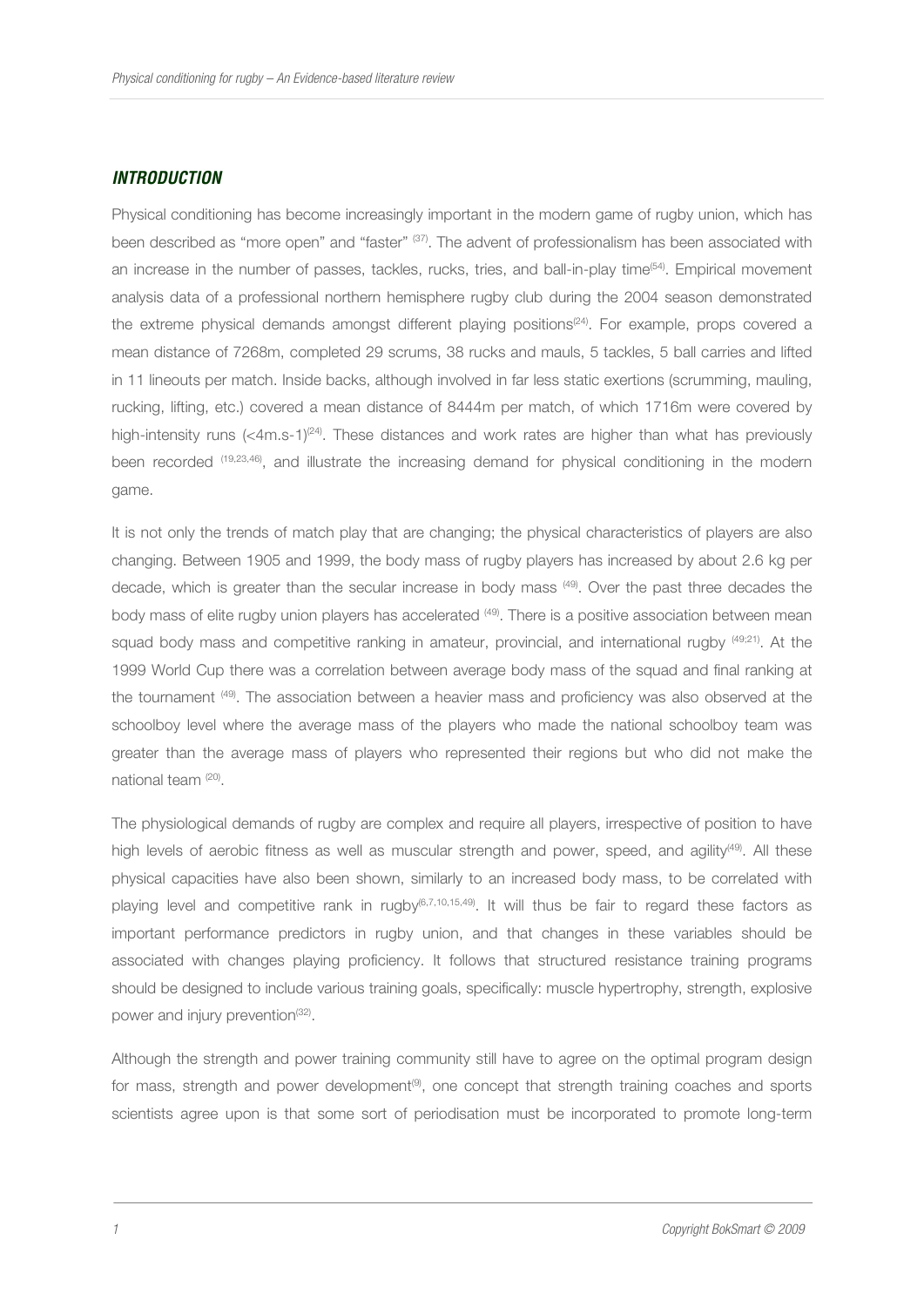## *INTRODUCTION*

Physical conditioning has become increasingly important in the modern game of rugby union, which has been described as "more open" and "faster" [37]. The advent of professionalism has been associated with an increase in the number of passes, tackles, rucks, tries, and ball-in-play time[54]. Empirical movement analysis data of a professional northern hemisphere rugby club during the 2004 season demonstrated the extreme physical demands amongst different playing positions[24]. For example, props covered a mean distance of 7268m, completed 29 scrums, 38 rucks and mauls, 5 tackles, 5 ball carries and lifted in 11 lineouts per match. Inside backs, although involved in far less static exertions (scrumming, mauling, rucking, lifting, etc.) covered a mean distance of 8444m per match, of which 1716m were covered by high-intensity runs (<4m.s-1)[24]. These distances and work rates are higher than what has previously been recorded [19,23,46], and illustrate the increasing demand for physical conditioning in the modern game.

It is not only the trends of match play that are changing; the physical characteristics of players are also changing. Between 1905 and 1999, the body mass of rugby players has increased by about 2.6 kg per decade, which is greater than the secular increase in body mass [49]. Over the past three decades the body mass of elite rugby union players has accelerated [49]. There is a positive association between mean squad body mass and competitive ranking in amateur, provincial, and international rugby [49;21]. At the 1999 World Cup there was a correlation between average body mass of the squad and final ranking at the tournament [49]. The association between a heavier mass and proficiency was also observed at the schoolboy level where the average mass of the players who made the national schoolboy team was greater than the average mass of players who represented their regions but who did not make the national team [20].

The physiological demands of rugby are complex and require all players, irrespective of position to have high levels of aerobic fitness as well as muscular strength and power, speed, and agility[49]. All these physical capacities have also been shown, similarly to an increased body mass, to be correlated with playing level and competitive rank in rugby[6,7,10,15,49]. It will thus be fair to regard these factors as important performance predictors in rugby union, and that changes in these variables should be associated with changes playing proficiency. It follows that structured resistance training programs should be designed to include various training goals, specifically: muscle hypertrophy, strength, explosive power and injury prevention[32].

Although the strength and power training community still have to agree on the optimal program design for mass, strength and power development[9], one concept that strength training coaches and sports scientists agree upon is that some sort of periodisation must be incorporated to promote long-term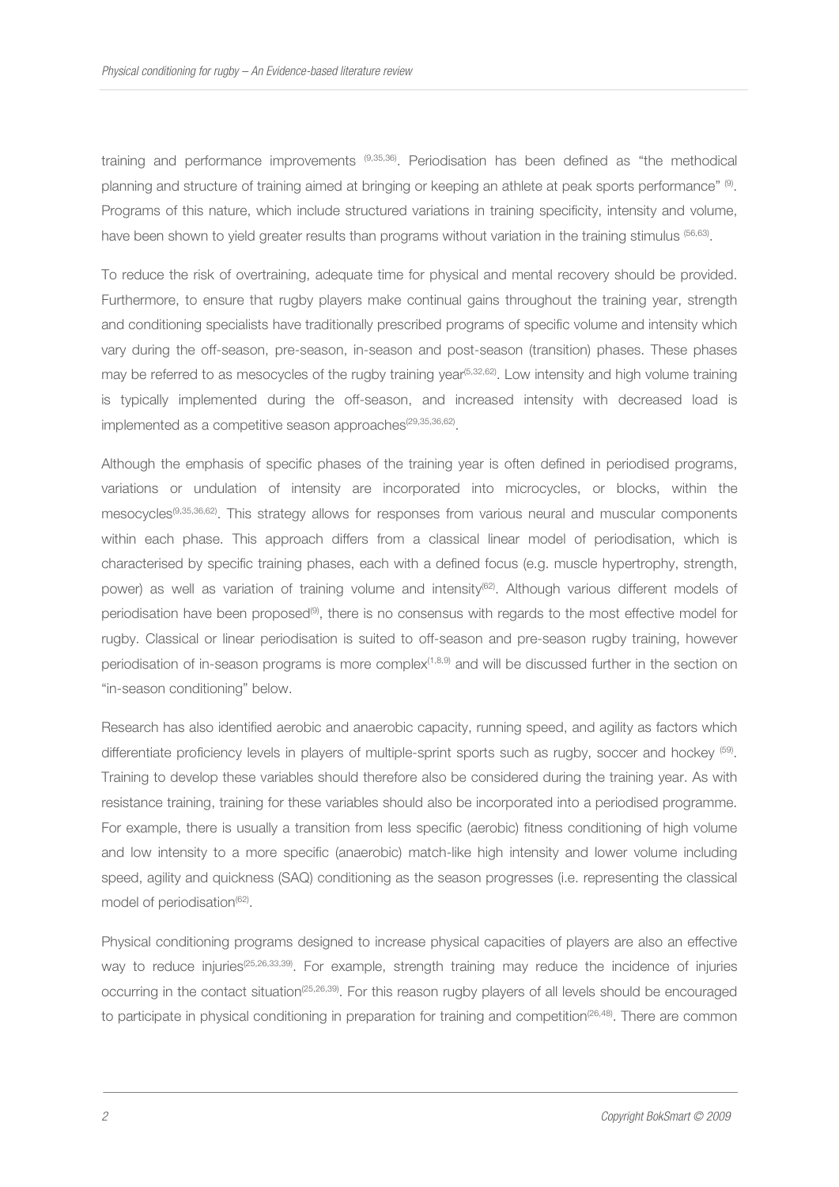training and performance improvements [9,35,36]. Periodisation has been defined as "the methodical planning and structure of training aimed at bringing or keeping an athlete at peak sports performance" [9]. Programs of this nature, which include structured variations in training specificity, intensity and volume, have been shown to yield greater results than programs without variation in the training stimulus [56,63].

To reduce the risk of overtraining, adequate time for physical and mental recovery should be provided. Furthermore, to ensure that rugby players make continual gains throughout the training year, strength and conditioning specialists have traditionally prescribed programs of specific volume and intensity which vary during the off-season, pre-season, in-season and post-season (transition) phases. These phases may be referred to as mesocycles of the rugby training year[5,32,62]. Low intensity and high volume training is typically implemented during the off-season, and increased intensity with decreased load is implemented as a competitive season approaches[29,35,36,62].

Although the emphasis of specific phases of the training year is often defined in periodised programs, variations or undulation of intensity are incorporated into microcycles, or blocks, within the mesocycles[9,35,36,62]. This strategy allows for responses from various neural and muscular components within each phase. This approach differs from a classical linear model of periodisation, which is characterised by specific training phases, each with a defined focus (e.g. muscle hypertrophy, strength, power) as well as variation of training volume and intensity[62]. Although various different models of periodisation have been proposed[9], there is no consensus with regards to the most effective model for rugby. Classical or linear periodisation is suited to off-season and pre-season rugby training, however periodisation of in-season programs is more complex[1,8,9] and will be discussed further in the section on "in-season conditioning" below.

Research has also identified aerobic and anaerobic capacity, running speed, and agility as factors which differentiate proficiency levels in players of multiple-sprint sports such as rugby, soccer and hockey [59]. Training to develop these variables should therefore also be considered during the training year. As with resistance training, training for these variables should also be incorporated into a periodised programme. For example, there is usually a transition from less specific (aerobic) fitness conditioning of high volume and low intensity to a more specific (anaerobic) match-like high intensity and lower volume including speed, agility and quickness (SAQ) conditioning as the season progresses (i.e. representing the classical model of periodisation[62].

Physical conditioning programs designed to increase physical capacities of players are also an effective way to reduce injuries[25,26,33,39]. For example, strength training may reduce the incidence of injuries occurring in the contact situation[25,26,39]. For this reason rugby players of all levels should be encouraged to participate in physical conditioning in preparation for training and competition[26,48]. There are common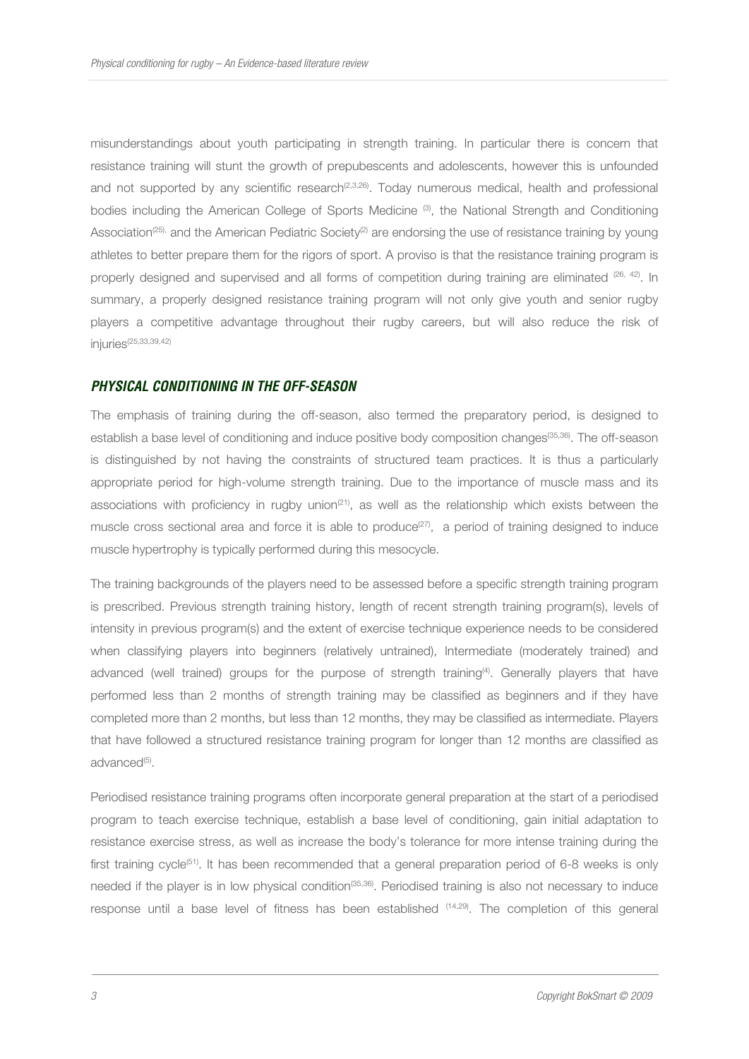misunderstandings about youth participating in strength training. In particular there is concern that resistance training will stunt the growth of prepubescents and adolescents, however this is unfounded and not supported by any scientific research[2,3,26]. Today numerous medical, health and professional bodies including the American College of Sports Medicine [3], the National Strength and Conditioning Association[25], and the American Pediatric Society[2] are endorsing the use of resistance training by young athletes to better prepare them for the rigors of sport. A proviso is that the resistance training program is properly designed and supervised and all forms of competition during training are eliminated [26, 42]. In summary, a properly designed resistance training program will not only give youth and senior rugby players a competitive advantage throughout their rugby careers, but will also reduce the risk of injuries[25,33,39,42]

## PHYSICAL CONDITIONING IN THE OFF-SEASON

The emphasis of training during the off-season, also termed the preparatory period, is designed to establish a base level of conditioning and induce positive body composition changes[35,36]. The off-season is distinguished by not having the constraints of structured team practices. It is thus a particularly appropriate period for high-volume strength training. Due to the importance of muscle mass and its associations with proficiency in rugby union[21], as well as the relationship which exists between the muscle cross sectional area and force it is able to produce[27], a period of training designed to induce muscle hypertrophy is typically performed during this mesocycle.

The training backgrounds of the players need to be assessed before a specific strength training program is prescribed. Previous strength training history, length of recent strength training program(s), levels of intensity in previous program(s) and the extent of exercise technique experience needs to be considered when classifying players into beginners (relatively untrained), Intermediate (moderately trained) and advanced (well trained) groups for the purpose of strength training[4]. Generally players that have performed less than 2 months of strength training may be classified as beginners and if they have completed more than 2 months, but less than 12 months, they may be classified as intermediate. Players that have followed a structured resistance training program for longer than 12 months are classified as advanced[5].

Periodised resistance training programs often incorporate general preparation at the start of a periodised program to teach exercise technique, establish a base level of conditioning, gain initial adaptation to resistance exercise stress, as well as increase the body's tolerance for more intense training during the first training cycle[51]. It has been recommended that a general preparation period of 6-8 weeks is only needed if the player is in low physical condition[35,36]. Periodised training is also not necessary to induce response until a base level of fitness has been established [14,29]. The completion of this general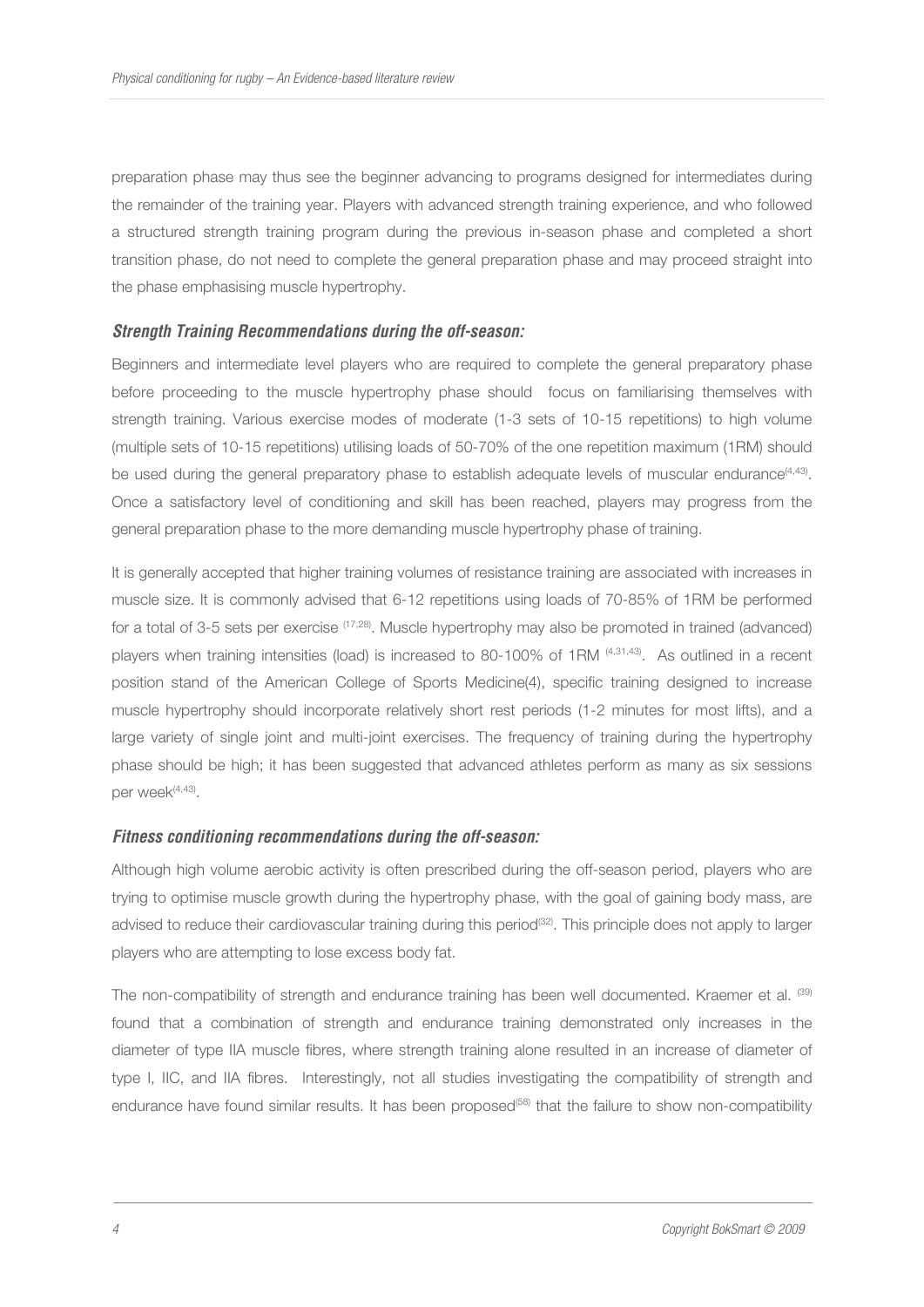preparation phase may thus see the beginner advancing to programs designed for intermediates during the remainder of the training year. Players with advanced strength training experience, and who followed a structured strength training program during the previous in-season phase and completed a short transition phase, do not need to complete the general preparation phase and may proceed straight into the phase emphasising muscle hypertrophy.

### *Strength Training Recommendations during the off-season:*

Beginners and intermediate level players who are required to complete the general preparatory phase before proceeding to the muscle hypertrophy phase should focus on familiarising themselves with strength training. Various exercise modes of moderate (1-3 sets of 10-15 repetitions) to high volume (multiple sets of 10-15 repetitions) utilising loads of 50-70% of the one repetition maximum (1RM) should be used during the general preparatory phase to establish adequate levels of muscular endurance[4,43]. Once a satisfactory level of conditioning and skill has been reached, players may progress from the general preparation phase to the more demanding muscle hypertrophy phase of training.

It is generally accepted that higher training volumes of resistance training are associated with increases in muscle size. It is commonly advised that 6-12 repetitions using loads of 70-85% of 1RM be performed for a total of 3-5 sets per exercise [17,28]. Muscle hypertrophy may also be promoted in trained (advanced) players when training intensities (load) is increased to 80-100% of 1RM [4,31,43]. As outlined in a recent position stand of the American College of Sports Medicine(4), specific training designed to increase muscle hypertrophy should incorporate relatively short rest periods (1-2 minutes for most lifts), and a large variety of single joint and multi-joint exercises. The frequency of training during the hypertrophy phase should be high; it has been suggested that advanced athletes perform as many as six sessions per week[4,43].

### *Fitness conditioning recommendations during the off-season:*

Although high volume aerobic activity is often prescribed during the off-season period, players who are trying to optimise muscle growth during the hypertrophy phase, with the goal of gaining body mass, are advised to reduce their cardiovascular training during this period[32]. This principle does not apply to larger players who are attempting to lose excess body fat.

The non-compatibility of strength and endurance training has been well documented. Kraemer et al. [39] found that a combination of strength and endurance training demonstrated only increases in the diameter of type IIA muscle fibres, where strength training alone resulted in an increase of diameter of type I, IIC, and IIA fibres. Interestingly, not all studies investigating the compatibility of strength and endurance have found similar results. It has been proposed[58] that the failure to show non-compatibility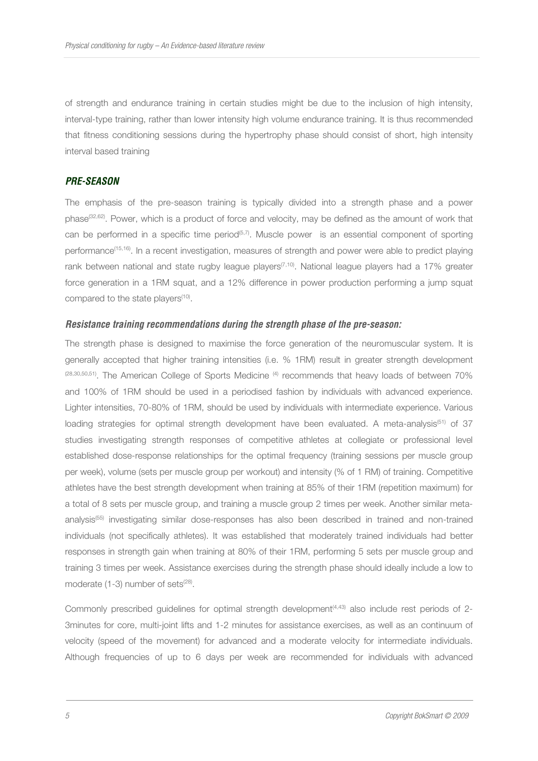of strength and endurance training in certain studies might be due to the inclusion of high intensity, interval-type training, rather than lower intensity high volume endurance training. It is thus recommended that fitness conditioning sessions during the hypertrophy phase should consist of short, high intensity interval based training

## *PRE-SEASON*

The emphasis of the pre-season training is typically divided into a strength phase and a power phase[32,62]. Power, which is a product of force and velocity, may be defined as the amount of work that can be performed in a specific time period[5,7]. Muscle power is an essential component of sporting performance[15,16]. In a recent investigation, measures of strength and power were able to predict playing rank between national and state rugby league players[7,10]. National league players had a 17% greater force generation in a 1RM squat, and a 12% difference in power production performing a jump squat compared to the state players[10].

### *Resistance training recommendations during the strength phase of the pre-season:*

The strength phase is designed to maximise the force generation of the neuromuscular system. It is generally accepted that higher training intensities (i.e. % 1RM) result in greater strength development [28,30,50,51]. The American College of Sports Medicine [4] recommends that heavy loads of between 70% and 100% of 1RM should be used in a periodised fashion by individuals with advanced experience. Lighter intensities, 70-80% of 1RM, should be used by individuals with intermediate experience. Various loading strategies for optimal strength development have been evaluated. A meta-analysis[51] of 37 studies investigating strength responses of competitive athletes at collegiate or professional level established dose-response relationships for the optimal frequency (training sessions per muscle group per week), volume (sets per muscle group per workout) and intensity (% of 1 RM) of training. Competitive athletes have the best strength development when training at 85% of their 1RM (repetition maximum) for a total of 8 sets per muscle group, and training a muscle group 2 times per week. Another similar meta-analysis[55] investigating similar dose-responses has also been described in trained and non-trained individuals (not specifically athletes). It was established that moderately trained individuals had better responses in strength gain when training at 80% of their 1RM, performing 5 sets per muscle group and training 3 times per week. Assistance exercises during the strength phase should ideally include a low to moderate (1-3) number of sets[28].

Commonly prescribed guidelines for optimal strength development[4,43] also include rest periods of 2-3minutes for core, multi-joint lifts and 1-2 minutes for assistance exercises, as well as an continuum of velocity (speed of the movement) for advanced and a moderate velocity for intermediate individuals. Although frequencies of up to 6 days per week are recommended for individuals with advanced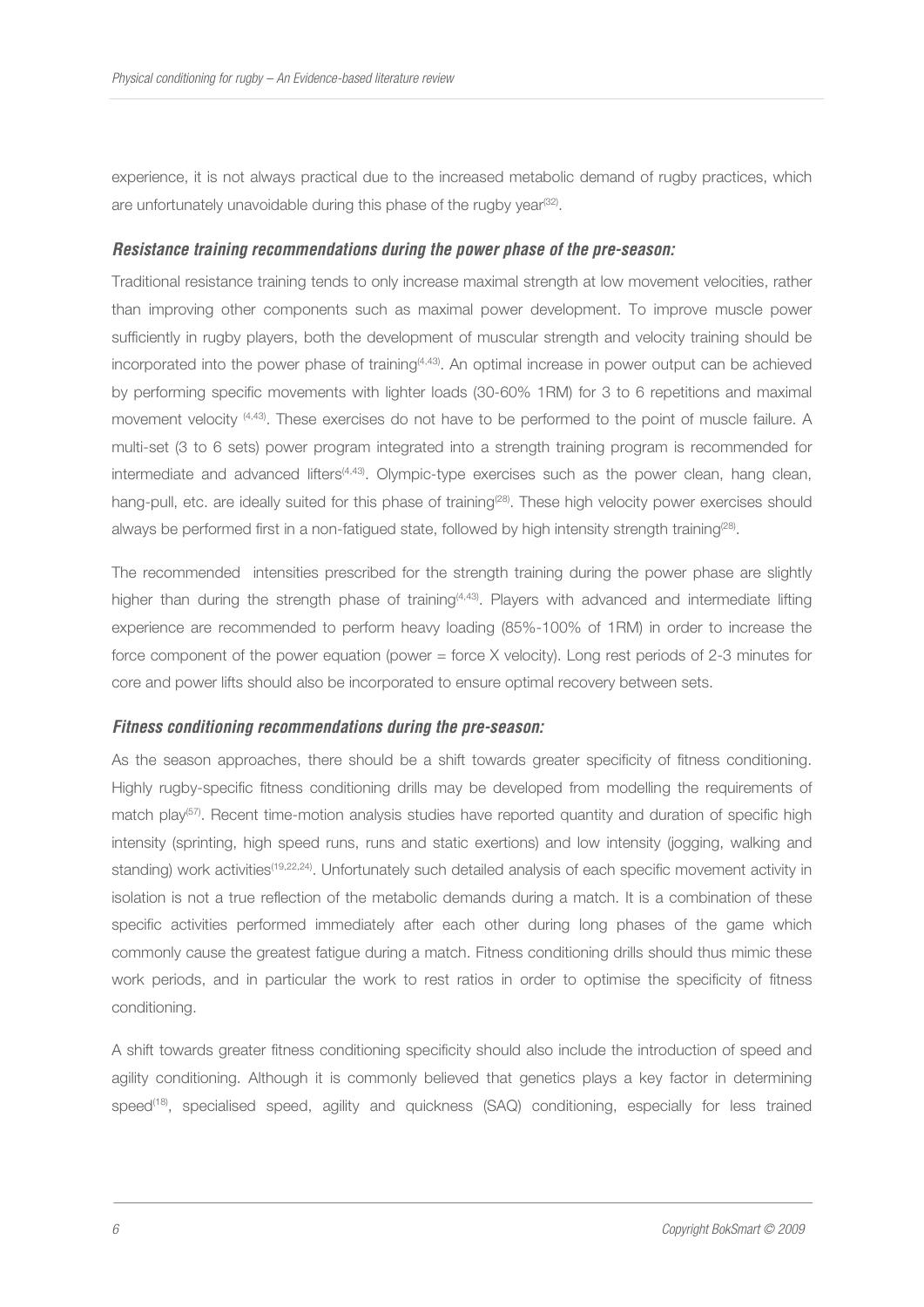experience, it is not always practical due to the increased metabolic demand of rugby practices, which are unfortunately unavoidable during this phase of the rugby year[32].

### *Resistance training recommendations during the power phase of the pre-season:*

Traditional resistance training tends to only increase maximal strength at low movement velocities, rather than improving other components such as maximal power development. To improve muscle power sufficiently in rugby players, both the development of muscular strength and velocity training should be incorporated into the power phase of training[4,43]. An optimal increase in power output can be achieved by performing specific movements with lighter loads (30-60% 1RM) for 3 to 6 repetitions and maximal movement velocity [4,43]. These exercises do not have to be performed to the point of muscle failure. A multi-set (3 to 6 sets) power program integrated into a strength training program is recommended for intermediate and advanced lifters[4,43]. Olympic-type exercises such as the power clean, hang clean, hang-pull, etc. are ideally suited for this phase of training[28]. These high velocity power exercises should always be performed first in a non-fatigued state, followed by high intensity strength training[28].

The recommended intensities prescribed for the strength training during the power phase are slightly higher than during the strength phase of training[4,43]. Players with advanced and intermediate lifting experience are recommended to perform heavy loading (85%-100% of 1RM) in order to increase the force component of the power equation (power = force X velocity). Long rest periods of 2-3 minutes for core and power lifts should also be incorporated to ensure optimal recovery between sets.

### *Fitness conditioning recommendations during the pre-season:*

As the season approaches, there should be a shift towards greater specificity of fitness conditioning. Highly rugby-specific fitness conditioning drills may be developed from modelling the requirements of match play[57]. Recent time-motion analysis studies have reported quantity and duration of specific high intensity (sprinting, high speed runs, runs and static exertions) and low intensity (jogging, walking and standing) work activities[19,22,24]. Unfortunately such detailed analysis of each specific movement activity in isolation is not a true reflection of the metabolic demands during a match. It is a combination of these specific activities performed immediately after each other during long phases of the game which commonly cause the greatest fatigue during a match. Fitness conditioning drills should thus mimic these work periods, and in particular the work to rest ratios in order to optimise the specificity of fitness conditioning.

A shift towards greater fitness conditioning specificity should also include the introduction of speed and agility conditioning. Although it is commonly believed that genetics plays a key factor in determining speed[18], specialised speed, agility and quickness (SAQ) conditioning, especially for less trained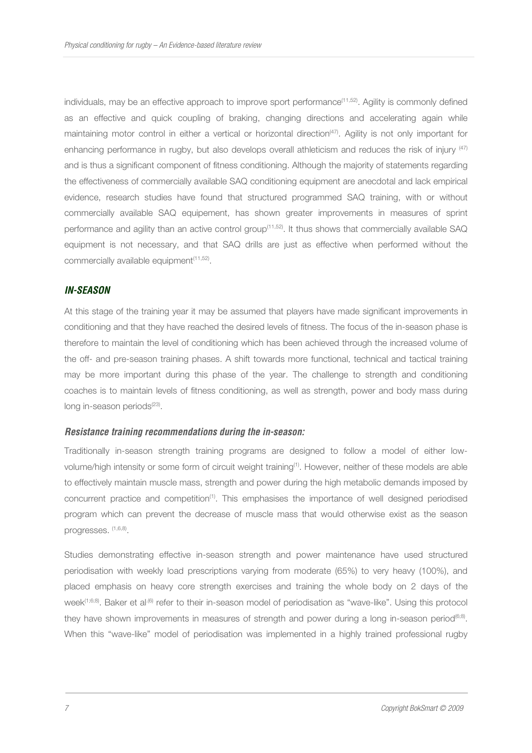individuals, may be an effective approach to improve sport performance[11,52]. Agility is commonly defined as an effective and quick coupling of braking, changing directions and accelerating again while maintaining motor control in either a vertical or horizontal direction[47]. Agility is not only important for enhancing performance in rugby, but also develops overall athleticism and reduces the risk of injury [47] and is thus a significant component of fitness conditioning. Although the majority of statements regarding the effectiveness of commercially available SAQ conditioning equipment are anecdotal and lack empirical evidence, research studies have found that structured programmed SAQ training, with or without commercially available SAQ equipement, has shown greater improvements in measures of sprint performance and agility than an active control group[11,52]. It thus shows that commercially available SAQ equipment is not necessary, and that SAQ drills are just as effective when performed without the commercially available equipment[11,52].

## IN-SEASON

At this stage of the training year it may be assumed that players have made significant improvements in conditioning and that they have reached the desired levels of fitness. The focus of the in-season phase is therefore to maintain the level of conditioning which has been achieved through the increased volume of the off- and pre-season training phases. A shift towards more functional, technical and tactical training may be more important during this phase of the year. The challenge to strength and conditioning coaches is to maintain levels of fitness conditioning, as well as strength, power and body mass during long in-season periods[23].

### *Resistance training recommendations during the in-season:*

Traditionally in-season strength training programs are designed to follow a model of either low-volume/high intensity or some form of circuit weight training[1]. However, neither of these models are able to effectively maintain muscle mass, strength and power during the high metabolic demands imposed by concurrent practice and competition[1]. This emphasises the importance of well designed periodised program which can prevent the decrease of muscle mass that would otherwise exist as the season progresses. [1,6,8].

Studies demonstrating effective in-season strength and power maintenance have used structured periodisation with weekly load prescriptions varying from moderate (65%) to very heavy (100%), and placed emphasis on heavy core strength exercises and training the whole body on 2 days of the week[1;6;8]. Baker et al.[6] refer to their in-season model of periodisation as "wave-like". Using this protocol they have shown improvements in measures of strength and power during a long in-season period[6;8]. When this "wave-like" model of periodisation was implemented in a highly trained professional rugby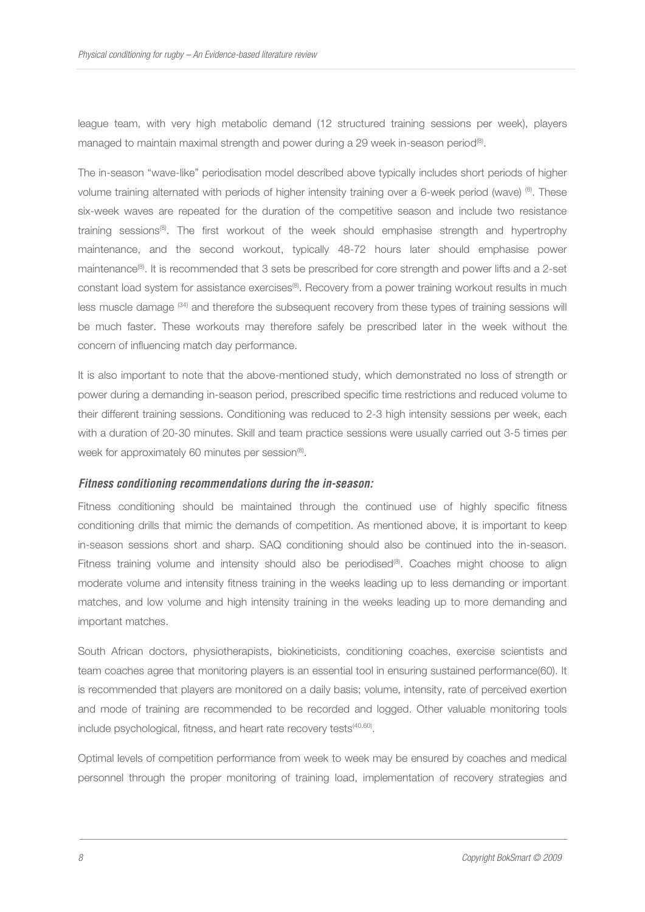league team, with very high metabolic demand (12 structured training sessions per week), players managed to maintain maximal strength and power during a 29 week in-season period[8].

The in-season "wave-like" periodisation model described above typically includes short periods of higher volume training alternated with periods of higher intensity training over a 6-week period (wave) [8]. These six-week waves are repeated for the duration of the competitive season and include two resistance training sessions[8]. The first workout of the week should emphasise strength and hypertrophy maintenance, and the second workout, typically 48-72 hours later should emphasise power maintenance[8]. It is recommended that 3 sets be prescribed for core strength and power lifts and a 2-set constant load system for assistance exercises[8]. Recovery from a power training workout results in much less muscle damage [34] and therefore the subsequent recovery from these types of training sessions will be much faster. These workouts may therefore safely be prescribed later in the week without the concern of influencing match day performance.

It is also important to note that the above-mentioned study, which demonstrated no loss of strength or power during a demanding in-season period, prescribed specific time restrictions and reduced volume to their different training sessions. Conditioning was reduced to 2-3 high intensity sessions per week, each with a duration of 20-30 minutes. Skill and team practice sessions were usually carried out 3-5 times per week for approximately 60 minutes per session[8].

#### *Fitness conditioning recommendations during the in-season:*

Fitness conditioning should be maintained through the continued use of highly specific fitness conditioning drills that mimic the demands of competition. As mentioned above, it is important to keep in-season sessions short and sharp. SAQ conditioning should also be continued into the in-season. Fitness training volume and intensity should also be periodised[8]. Coaches might choose to align moderate volume and intensity fitness training in the weeks leading up to less demanding or important matches, and low volume and high intensity training in the weeks leading up to more demanding and important matches.

South African doctors, physiotherapists, biokineticists, conditioning coaches, exercise scientists and team coaches agree that monitoring players is an essential tool in ensuring sustained performance(60). It is recommended that players are monitored on a daily basis; volume, intensity, rate of perceived exertion and mode of training are recommended to be recorded and logged. Other valuable monitoring tools include psychological, fitness, and heart rate recovery tests[40,60].

Optimal levels of competition performance from week to week may be ensured by coaches and medical personnel through the proper monitoring of training load, implementation of recovery strategies and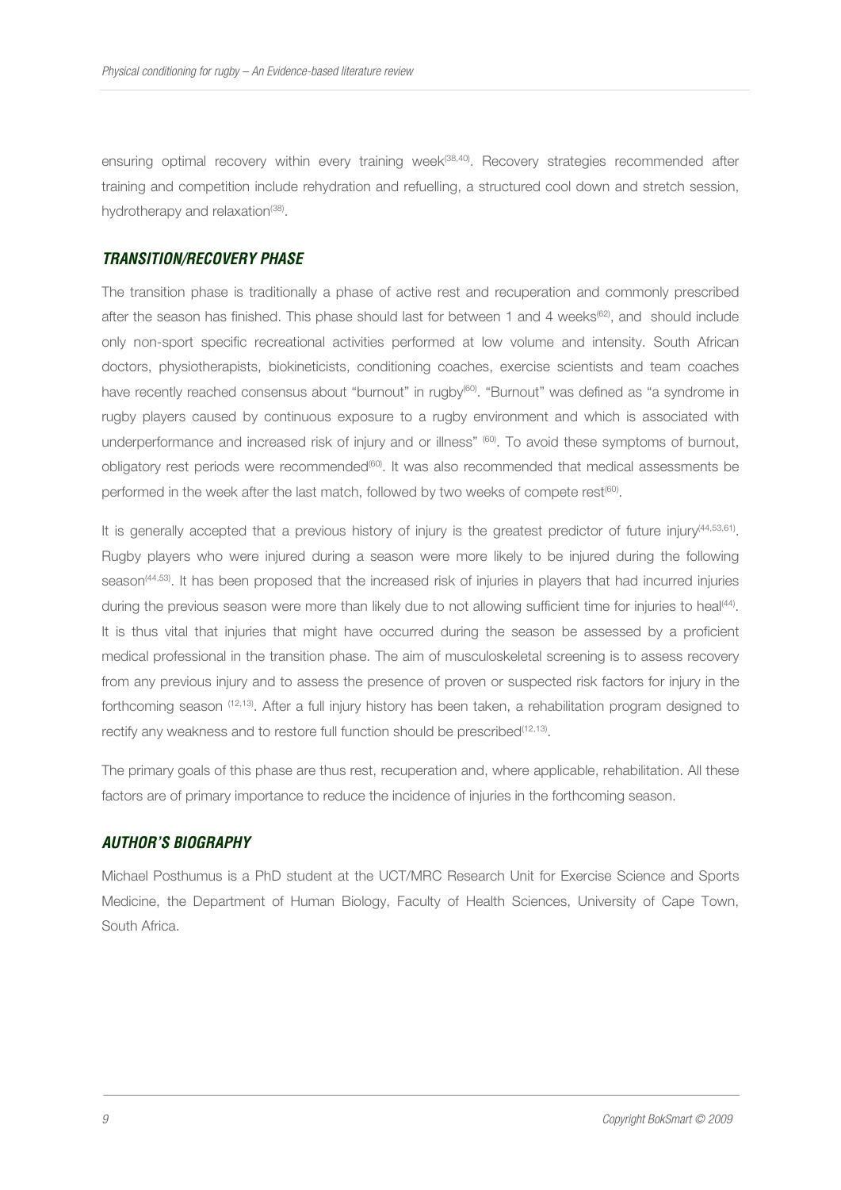ensuring optimal recovery within every training week[38,40]. Recovery strategies recommended after training and competition include rehydration and refuelling, a structured cool down and stretch session, hydrotherapy and relaxation[38].

## *TRANSITION/RECOVERY PHASE*

The transition phase is traditionally a phase of active rest and recuperation and commonly prescribed after the season has finished. This phase should last for between 1 and 4 weeks[62], and should include only non-sport specific recreational activities performed at low volume and intensity. South African doctors, physiotherapists, biokineticists, conditioning coaches, exercise scientists and team coaches have recently reached consensus about "burnout" in rugby[60]. "Burnout" was defined as "a syndrome in rugby players caused by continuous exposure to a rugby environment and which is associated with underperformance and increased risk of injury and or illness" [60]. To avoid these symptoms of burnout, obligatory rest periods were recommended[60]. It was also recommended that medical assessments be performed in the week after the last match, followed by two weeks of compete rest[60].

It is generally accepted that a previous history of injury is the greatest predictor of future injury[44,53,61]. Rugby players who were injured during a season were more likely to be injured during the following season[44,53]. It has been proposed that the increased risk of injuries in players that had incurred injuries during the previous season were more than likely due to not allowing sufficient time for injuries to heal[44]. It is thus vital that injuries that might have occurred during the season be assessed by a proficient medical professional in the transition phase. The aim of musculoskeletal screening is to assess recovery from any previous injury and to assess the presence of proven or suspected risk factors for injury in the forthcoming season [12,13]. After a full injury history has been taken, a rehabilitation program designed to rectify any weakness and to restore full function should be prescribed[12,13].

The primary goals of this phase are thus rest, recuperation and, where applicable, rehabilitation. All these factors are of primary importance to reduce the incidence of injuries in the forthcoming season.

## *AUTHOR'S BIOGRAPHY*

Michael Posthumus is a PhD student at the UCT/MRC Research Unit for Exercise Science and Sports Medicine, the Department of Human Biology, Faculty of Health Sciences, University of Cape Town, South Africa.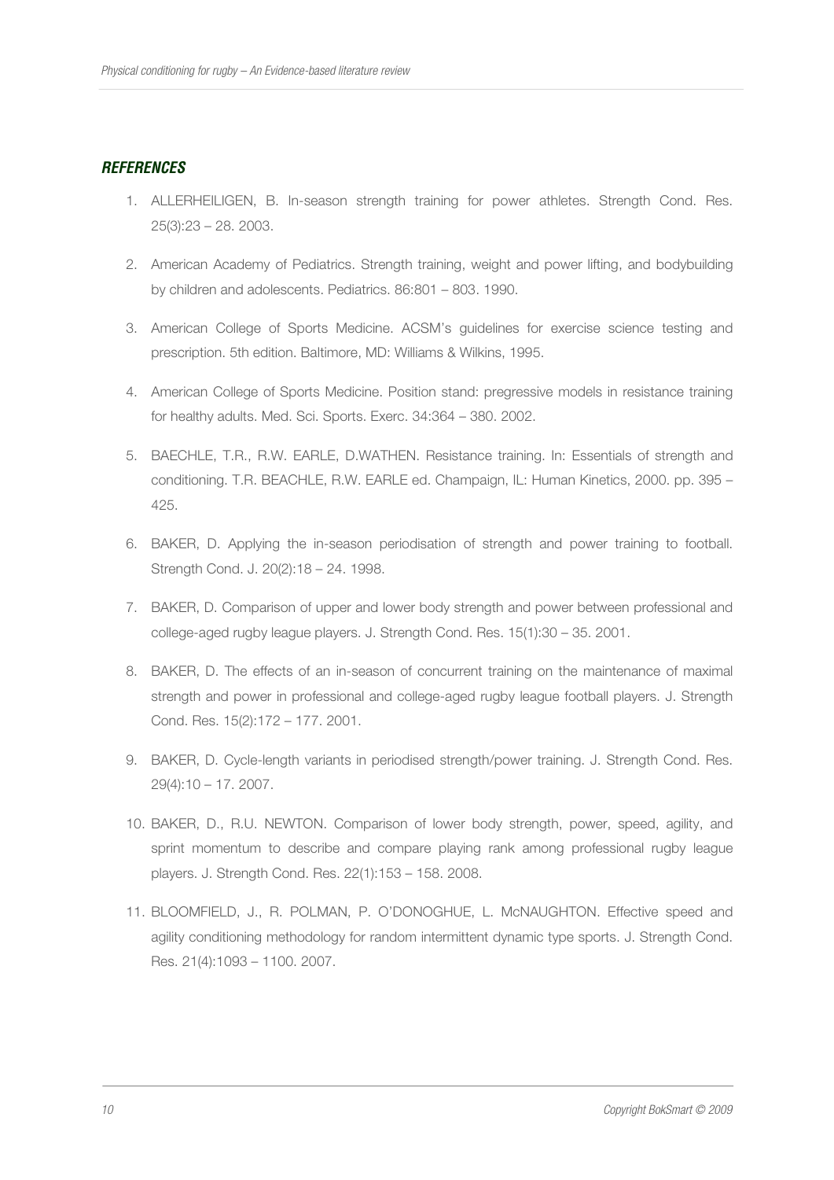### *REFERENCES*

1. ALLERHEILIGEN, B. In-season strength training for power athletes. Strength Cond. Res. 25(3):23 – 28. 2003.
2. American Academy of Pediatrics. Strength training, weight and power lifting, and bodybuilding by children and adolescents. Pediatrics. 86:801 – 803. 1990.
3. American College of Sports Medicine. ACSM's guidelines for exercise science testing and prescription. 5th edition. Baltimore, MD: Williams & Wilkins, 1995.
4. American College of Sports Medicine. Position stand: pregressive models in resistance training for healthy adults. Med. Sci. Sports. Exerc. 34:364 – 380. 2002.
5. BAECHLE, T.R., R.W. EARLE, D.WATHEN. Resistance training. In: Essentials of strength and conditioning. T.R. BEACHLE, R.W. EARLE ed. Champaign, IL: Human Kinetics, 2000. pp. 395 – 425.
6. BAKER, D. Applying the in-season periodisation of strength and power training to football. Strength Cond. J. 20(2):18 – 24. 1998.
7. BAKER, D. Comparison of upper and lower body strength and power between professional and college-aged rugby league players. J. Strength Cond. Res. 15(1):30 – 35. 2001.
8. BAKER, D. The effects of an in-season of concurrent training on the maintenance of maximal strength and power in professional and college-aged rugby league football players. J. Strength Cond. Res. 15(2):172 – 177. 2001.
9. BAKER, D. Cycle-length variants in periodised strength/power training. J. Strength Cond. Res. 29(4):10 – 17. 2007.
10. BAKER, D., R.U. NEWTON. Comparison of lower body strength, power, speed, agility, and sprint momentum to describe and compare playing rank among professional rugby league players. J. Strength Cond. Res. 22(1):153 – 158. 2008.
11. BLOOMFIELD, J., R. POLMAN, P. O'DONOGHUE, L. McNAUGHTON. Effective speed and agility conditioning methodology for random intermittent dynamic type sports. J. Strength Cond. Res. 21(4):1093 – 1100. 2007.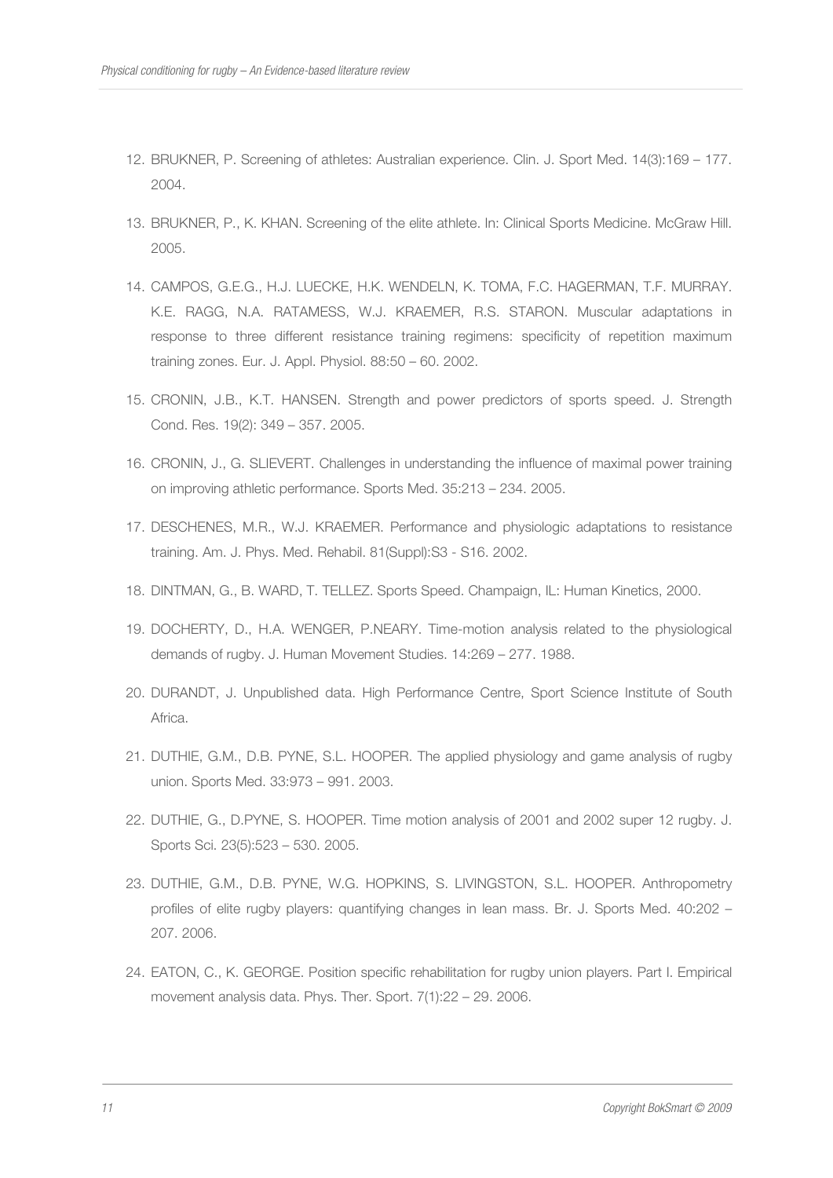12. BRUKNER, P. Screening of athletes: Australian experience. Clin. J. Sport Med. 14(3):169 – 177. 2004.

13. BRUKNER, P., K. KHAN. Screening of the elite athlete. In: Clinical Sports Medicine. McGraw Hill. 2005.

14. CAMPOS, G.E.G., H.J. LUECKE, H.K. WENDELN, K. TOMA, F.C. HAGERMAN, T.F. MURRAY. K.E. RAGG, N.A. RATAMESS, W.J. KRAEMER, R.S. STARON. Muscular adaptations in response to three different resistance training regimens: specificity of repetition maximum training zones. Eur. J. Appl. Physiol. 88:50 – 60. 2002.

15. CRONIN, J.B., K.T. HANSEN. Strength and power predictors of sports speed. J. Strength Cond. Res. 19(2): 349 – 357. 2005.

16. CRONIN, J., G. SLIEVERT. Challenges in understanding the influence of maximal power training on improving athletic performance. Sports Med. 35:213 – 234. 2005.

17. DESCHENES, M.R., W.J. KRAEMER. Performance and physiologic adaptations to resistance training. Am. J. Phys. Med. Rehabil. 81(Suppl):S3 - S16. 2002.

18. DINTMAN, G., B. WARD, T. TELLEZ. Sports Speed. Champaign, IL: Human Kinetics, 2000.

19. DOCHERTY, D., H.A. WENGER, P.NEARY. Time-motion analysis related to the physiological demands of rugby. J. Human Movement Studies. 14:269 – 277. 1988.

20. DURANDT, J. Unpublished data. High Performance Centre, Sport Science Institute of South Africa.

21. DUTHIE, G.M., D.B. PYNE, S.L. HOOPER. The applied physiology and game analysis of rugby union. Sports Med. 33:973 – 991. 2003.

22. DUTHIE, G., D.PYNE, S. HOOPER. Time motion analysis of 2001 and 2002 super 12 rugby. J. Sports Sci. 23(5):523 – 530. 2005.

23. DUTHIE, G.M., D.B. PYNE, W.G. HOPKINS, S. LIVINGSTON, S.L. HOOPER. Anthropometry profiles of elite rugby players: quantifying changes in lean mass. Br. J. Sports Med. 40:202 – 207. 2006.

24. EATON, C., K. GEORGE. Position specific rehabilitation for rugby union players. Part I. Empirical movement analysis data. Phys. Ther. Sport. 7(1):22 – 29. 2006.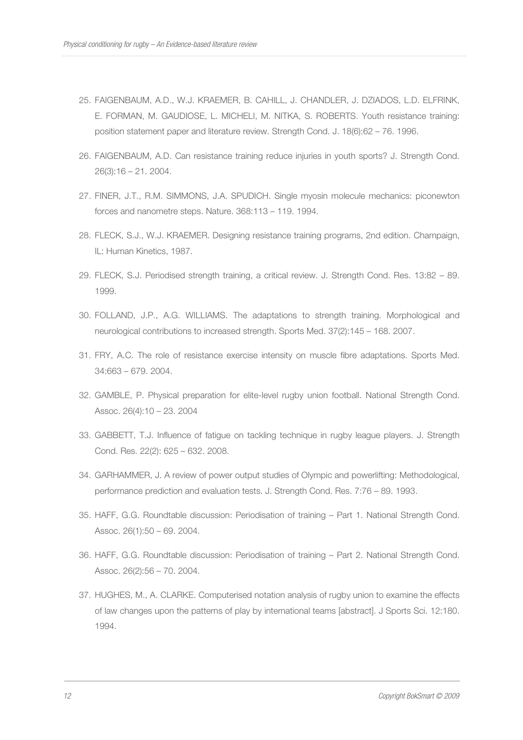25. FAIGENBAUM, A.D., W.J. KRAEMER, B. CAHILL, J. CHANDLER, J. DZIADOS, L.D. ELFRINK, E. FORMAN, M. GAUDIOSE, L. MICHELI, M. NITKA, S. ROBERTS. Youth resistance training: position statement paper and literature review. Strength Cond. J. 18(6):62 – 76. 1996.
26. FAIGENBAUM, A.D. Can resistance training reduce injuries in youth sports? J. Strength Cond. 26(3):16 – 21. 2004.
27. FINER, J.T., R.M. SIMMONS, J.A. SPUDICH. Single myosin molecule mechanics: piconewton forces and nanometre steps. Nature. 368:113 – 119. 1994.
28. FLECK, S.J., W.J. KRAEMER. Designing resistance training programs, 2nd edition. Champaign, IL: Human Kinetics, 1987.
29. FLECK, S.J. Periodised strength training, a critical review. J. Strength Cond. Res. 13:82 – 89. 1999.
30. FOLLAND, J.P., A.G. WILLIAMS. The adaptations to strength training. Morphological and neurological contributions to increased strength. Sports Med. 37(2):145 – 168. 2007.
31. FRY, A.C. The role of resistance exercise intensity on muscle fibre adaptations. Sports Med. 34:663 – 679. 2004.
32. GAMBLE, P. Physical preparation for elite-level rugby union football. National Strength Cond. Assoc. 26(4):10 – 23. 2004
33. GABBETT, T.J. Influence of fatigue on tackling technique in rugby league players. J. Strength Cond. Res. 22(2): 625 – 632. 2008.
34. GARHAMMER, J. A review of power output studies of Olympic and powerlifting: Methodological, performance prediction and evaluation tests. J. Strength Cond. Res. 7:76 – 89. 1993.
35. HAFF, G.G. Roundtable discussion: Periodisation of training – Part 1. National Strength Cond. Assoc. 26(1):50 – 69. 2004.
36. HAFF, G.G. Roundtable discussion: Periodisation of training – Part 2. National Strength Cond. Assoc. 26(2):56 – 70. 2004.
37. HUGHES, M., A. CLARKE. Computerised notation analysis of rugby union to examine the effects of law changes upon the patterns of play by international teams [abstract]. J Sports Sci. 12:180. 1994.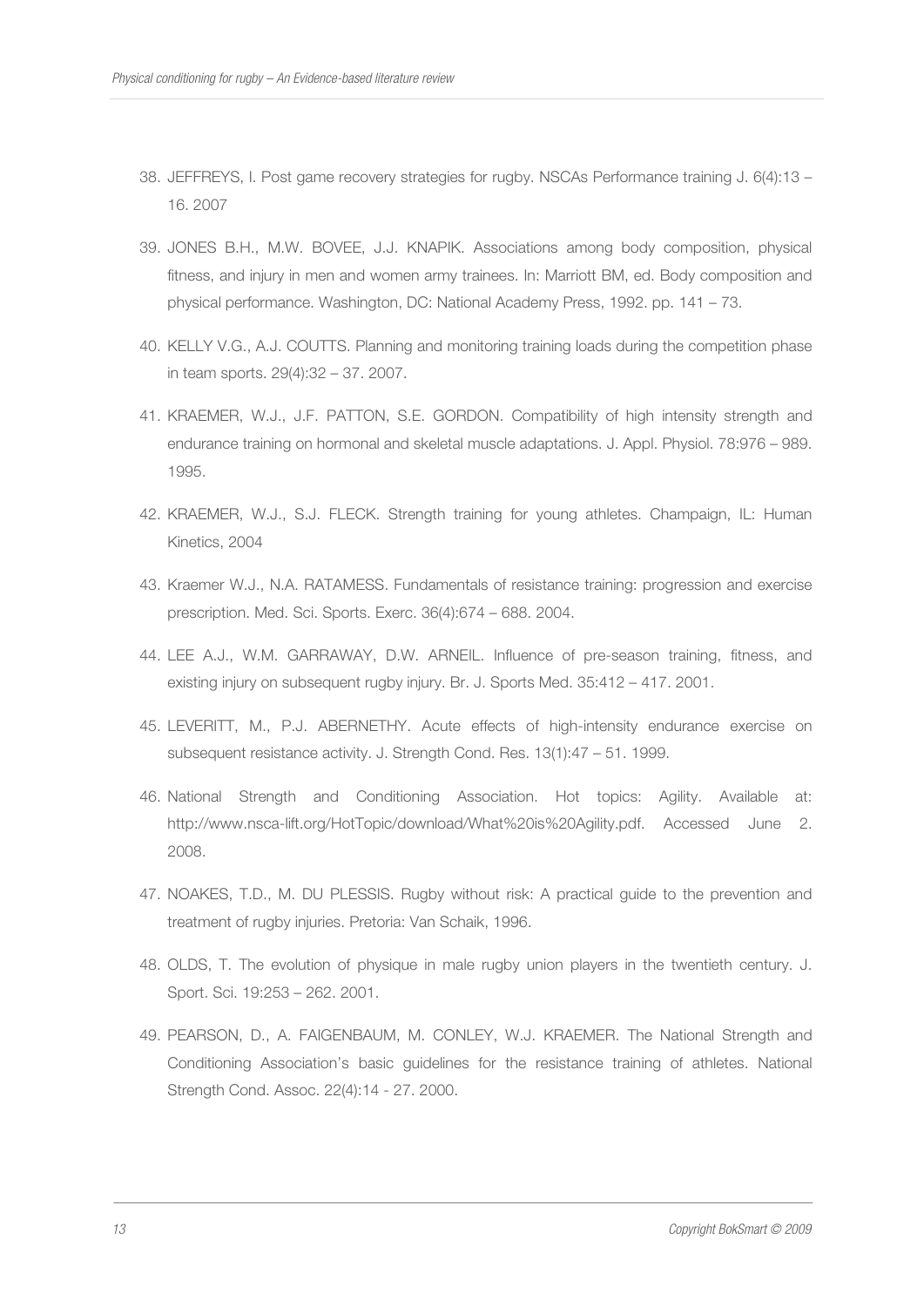38. JEFFREYS, I. Post game recovery strategies for rugby. NSCAs Performance training J. 6(4):13 – 16. 2007

39. JONES B.H., M.W. BOVEE, J.J. KNAPIK. Associations among body composition, physical fitness, and injury in men and women army trainees. In: Marriott BM, ed. Body composition and physical performance. Washington, DC: National Academy Press, 1992. pp. 141 – 73.

40. KELLY V.G., A.J. COUTTS. Planning and monitoring training loads during the competition phase in team sports. 29(4):32 – 37. 2007.

41. KRAEMER, W.J., J.F. PATTON, S.E. GORDON. Compatibility of high intensity strength and endurance training on hormonal and skeletal muscle adaptations. J. Appl. Physiol. 78:976 – 989. 1995.

42. KRAEMER, W.J., S.J. FLECK. Strength training for young athletes. Champaign, IL: Human Kinetics, 2004

43. Kraemer W.J., N.A. RATAMESS. Fundamentals of resistance training: progression and exercise prescription. Med. Sci. Sports. Exerc. 36(4):674 – 688. 2004.

44. LEE A.J., W.M. GARRAWAY, D.W. ARNEIL. Influence of pre-season training, fitness, and existing injury on subsequent rugby injury. Br. J. Sports Med. 35:412 – 417. 2001.

45. LEVERITT, M., P.J. ABERNETHY. Acute effects of high-intensity endurance exercise on subsequent resistance activity. J. Strength Cond. Res. 13(1):47 – 51. 1999.

46. National Strength and Conditioning Association. Hot topics: Agility. Available at: http://www.nsca-lift.org/HotTopic/download/What%20is%20Agility.pdf. Accessed June 2. 2008.

47. NOAKES, T.D., M. DU PLESSIS. Rugby without risk: A practical guide to the prevention and treatment of rugby injuries. Pretoria: Van Schaik, 1996.

48. OLDS, T. The evolution of physique in male rugby union players in the twentieth century. J. Sport. Sci. 19:253 – 262. 2001.

49. PEARSON, D., A. FAIGENBAUM, M. CONLEY, W.J. KRAEMER. The National Strength and Conditioning Association's basic guidelines for the resistance training of athletes. National Strength Cond. Assoc. 22(4):14 - 27. 2000.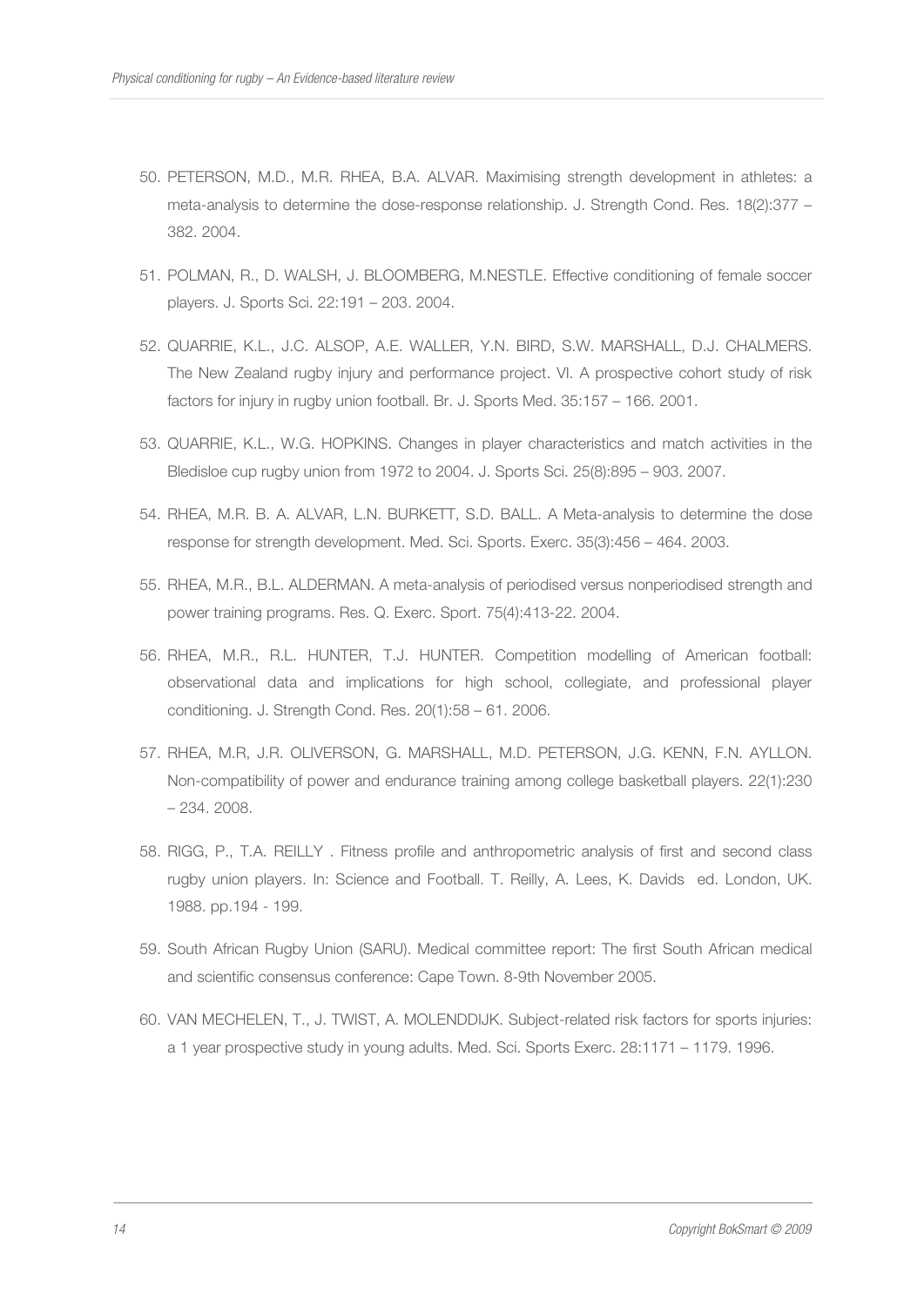50. PETERSON, M.D., M.R. RHEA, B.A. ALVAR. Maximising strength development in athletes: a meta-analysis to determine the dose-response relationship. J. Strength Cond. Res. 18(2):377 – 382. 2004.

51. POLMAN, R., D. WALSH, J. BLOOMBERG, M.NESTLE. Effective conditioning of female soccer players. J. Sports Sci. 22:191 – 203. 2004.

52. QUARRIE, K.L., J.C. ALSOP, A.E. WALLER, Y.N. BIRD, S.W. MARSHALL, D.J. CHALMERS. The New Zealand rugby injury and performance project. VI. A prospective cohort study of risk factors for injury in rugby union football. Br. J. Sports Med. 35:157 – 166. 2001.

53. QUARRIE, K.L., W.G. HOPKINS. Changes in player characteristics and match activities in the Bledisloe cup rugby union from 1972 to 2004. J. Sports Sci. 25(8):895 – 903. 2007.

54. RHEA, M.R. B. A. ALVAR, L.N. BURKETT, S.D. BALL. A Meta-analysis to determine the dose response for strength development. Med. Sci. Sports. Exerc. 35(3):456 – 464. 2003.

55. RHEA, M.R., B.L. ALDERMAN. A meta-analysis of periodised versus nonperiodised strength and power training programs. Res. Q. Exerc. Sport. 75(4):413-22. 2004.

56. RHEA, M.R., R.L. HUNTER, T.J. HUNTER. Competition modelling of American football: observational data and implications for high school, collegiate, and professional player conditioning. J. Strength Cond. Res. 20(1):58 – 61. 2006.

57. RHEA, M.R, J.R. OLIVERSON, G. MARSHALL, M.D. PETERSON, J.G. KENN, F.N. AYLLON. Non-compatibility of power and endurance training among college basketball players. 22(1):230 – 234. 2008.

58. RIGG, P., T.A. REILLY . Fitness profile and anthropometric analysis of first and second class rugby union players. In: Science and Football. T. Reilly, A. Lees, K. Davids ed. London, UK. 1988. pp.194 - 199.

59. South African Rugby Union (SARU). Medical committee report: The first South African medical and scientific consensus conference: Cape Town. 8-9th November 2005.

60. VAN MECHELEN, T., J. TWIST, A. MOLENDDIJK. Subject-related risk factors for sports injuries: a 1 year prospective study in young adults. Med. Sci. Sports Exerc. 28:1171 – 1179. 1996.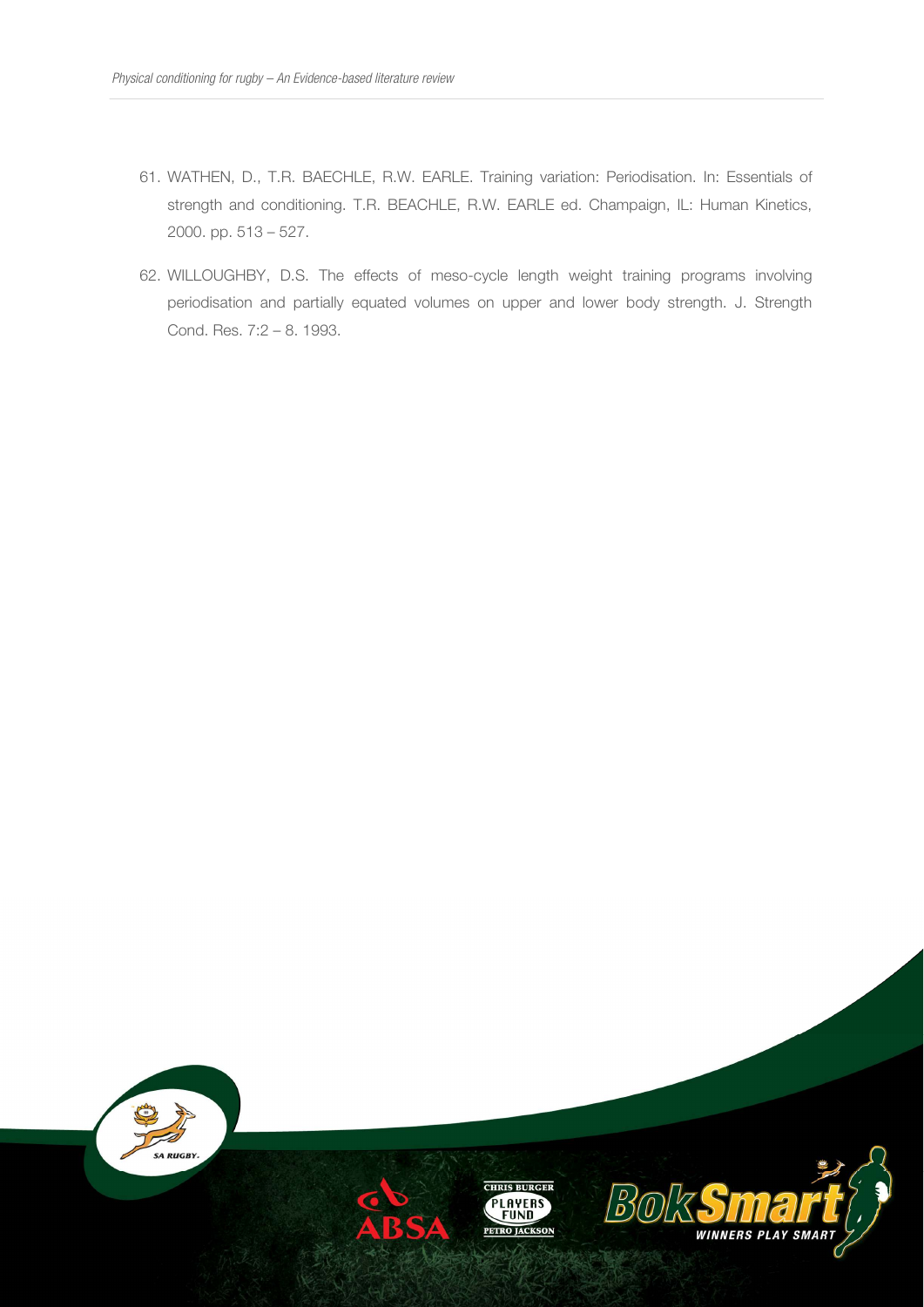61. WATHEN, D., T.R. BAECHLE, R.W. EARLE. Training variation: Periodisation. In: Essentials of strength and conditioning. T.R. BEACHLE, R.W. EARLE ed. Champaign, IL: Human Kinetics, 2000. pp. 513 – 527.

62. WILLOUGHBY, D.S. The effects of meso-cycle length weight training programs involving periodisation and partially equated volumes on upper and lower body strength. J. Strength Cond. Res. 7:2 – 8. 1993.